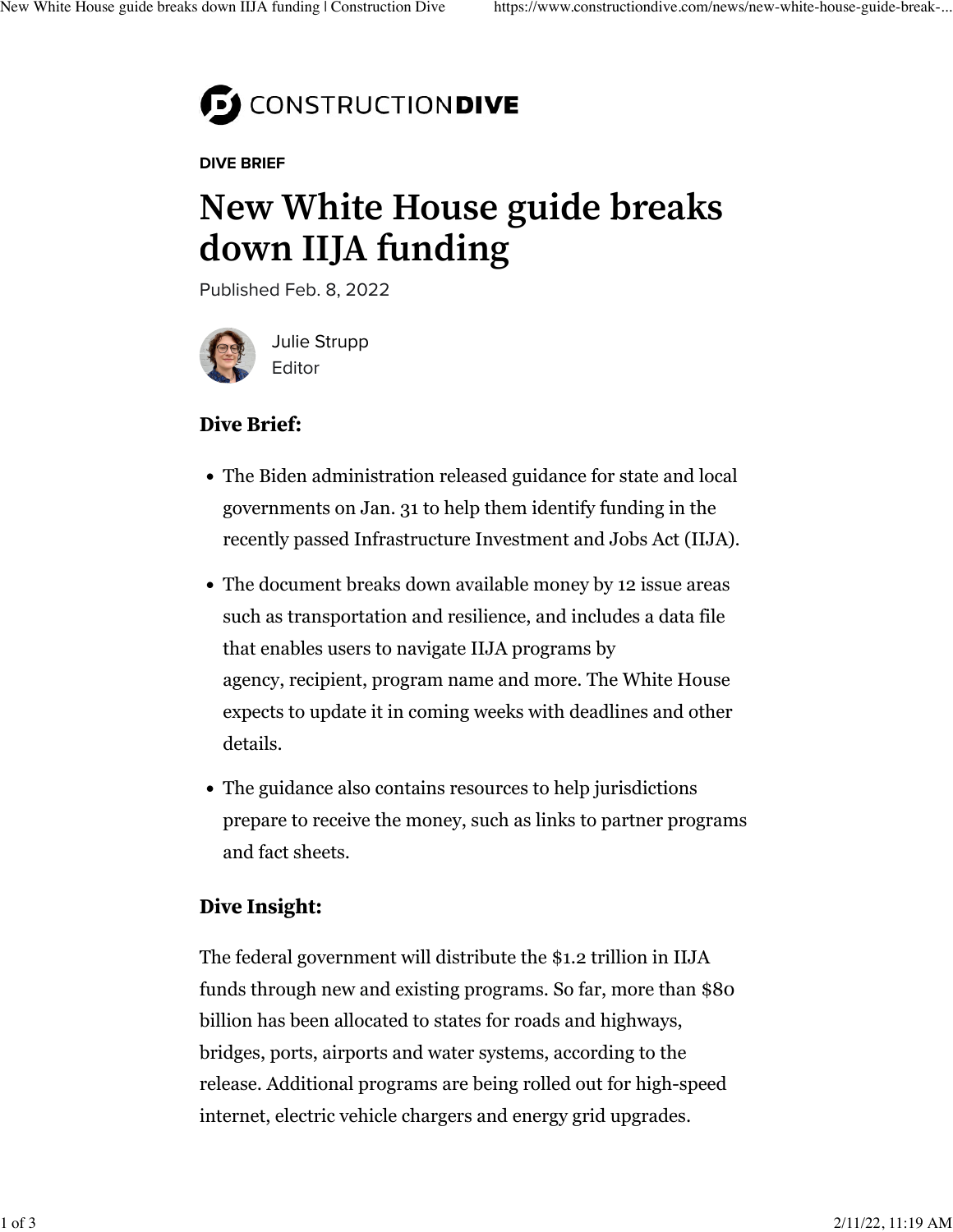CONSTRUCTIONDIVE

DIVE BRIEF

# New White House guide breaks down IIJA funding

Published Feb. 8, 2022

Julie Strupp
Editor

### Dive Brief:

- The Biden administration released guidance for state and local governments on Jan. 31 to help them identify funding in the recently passed Infrastructure Investment and Jobs Act (IIJA).
- The document breaks down available money by 12 issue areas such as transportation and resilience, and includes a data file that enables users to navigate IIJA programs by agency, recipient, program name and more. The White House expects to update it in coming weeks with deadlines and other details.
- The guidance also contains resources to help jurisdictions prepare to receive the money, such as links to partner programs and fact sheets.

### Dive Insight:

The federal government will distribute the $1.2 trillion in IIJA funds through new and existing programs. So far, more than $80 billion has been allocated to states for roads and highways, bridges, ports, airports and water systems, according to the release. Additional programs are being rolled out for high-speed internet, electric vehicle chargers and energy grid upgrades.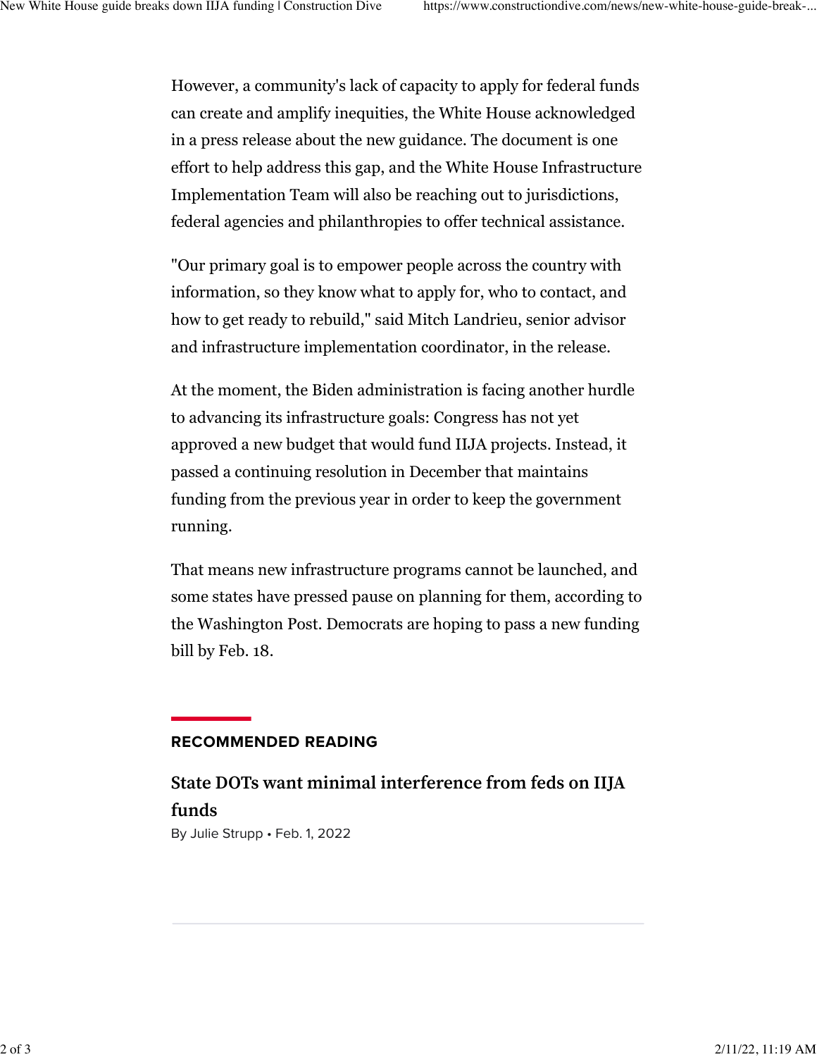However, a community's lack of capacity to apply for federal funds can create and amplify inequities, the White House acknowledged in a press release about the new guidance. The document is one effort to help address this gap, and the White House Infrastructure Implementation Team will also be reaching out to jurisdictions, federal agencies and philanthropies to offer technical assistance.

"Our primary goal is to empower people across the country with information, so they know what to apply for, who to contact, and how to get ready to rebuild," said Mitch Landrieu, senior advisor and infrastructure implementation coordinator, in the release.

At the moment, the Biden administration is facing another hurdle to advancing its infrastructure goals: Congress has not yet approved a new budget that would fund IIJA projects. Instead, it passed a continuing resolution in December that maintains funding from the previous year in order to keep the government running.

That means new infrastructure programs cannot be launched, and some states have pressed pause on planning for them, according to the Washington Post. Democrats are hoping to pass a new funding bill by Feb. 18.

**RECOMMENDED READING**

**State DOTs want minimal interference from feds on IIJA funds**

By Julie Strupp • Feb. 1, 2022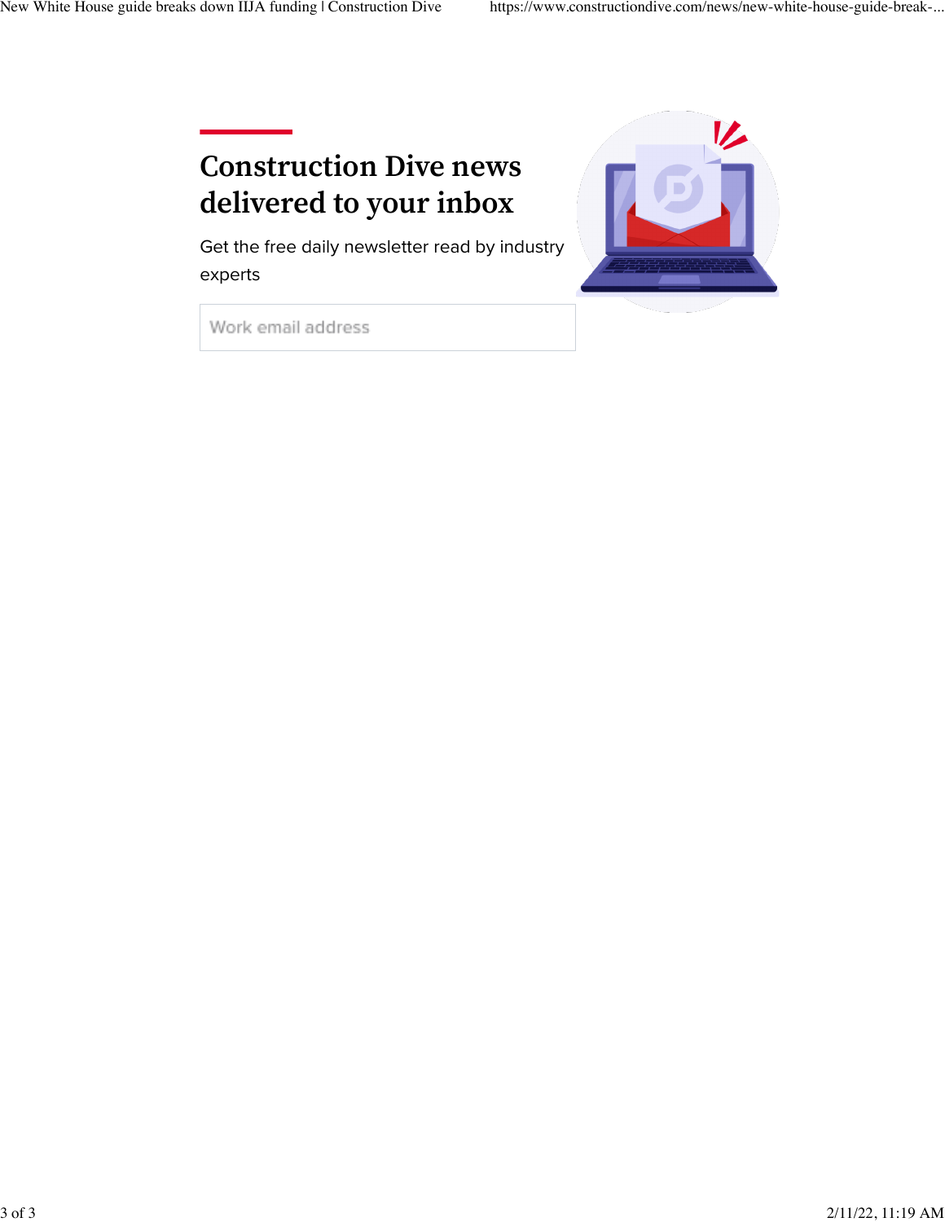## Construction Dive news delivered to your inbox

Get the free daily newsletter read by industry experts

Work email address